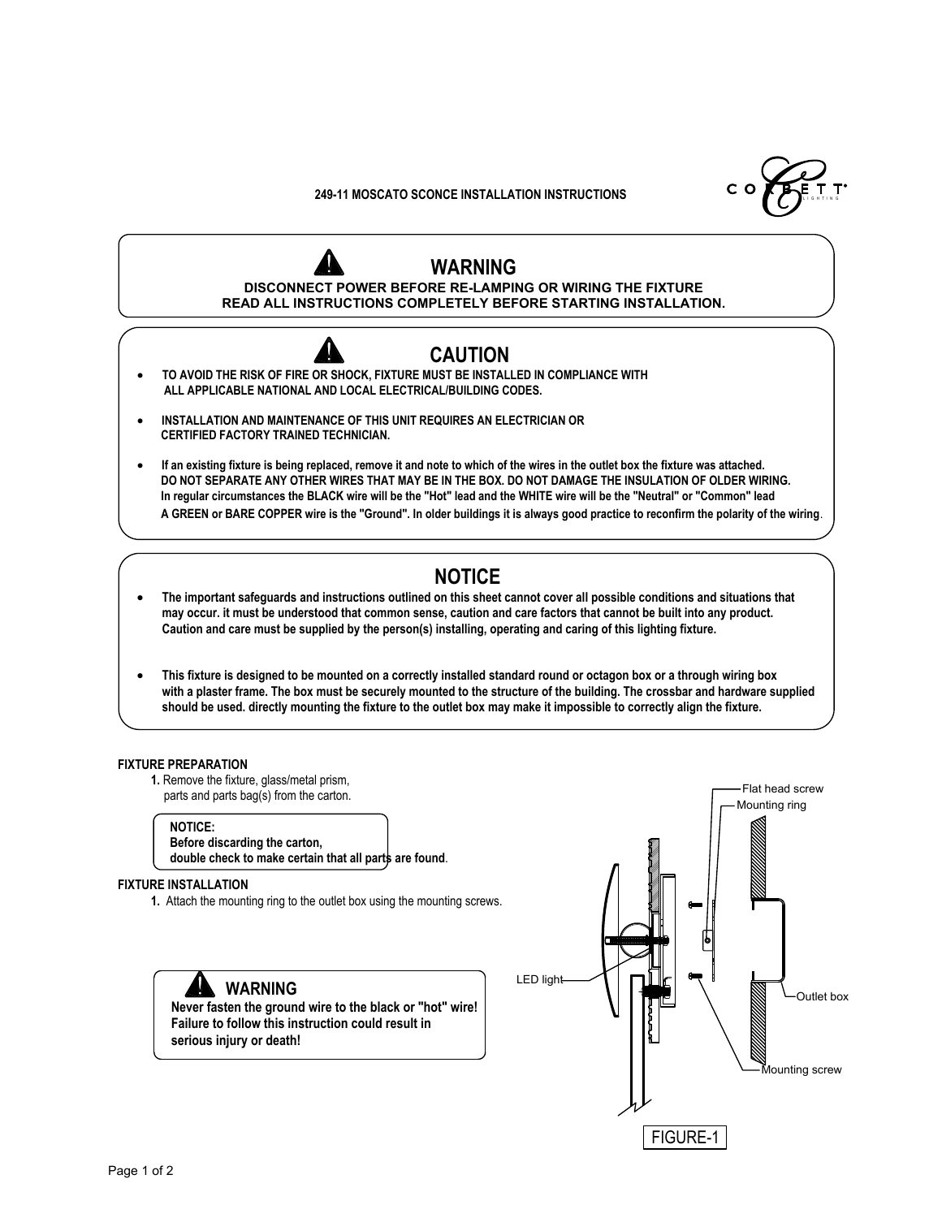# 249-11 MOSCATO SCONCE INSTALLATION INSTRUCTIONS

CORBETT LIGHTING

## WARNING

**DISCONNECT POWER BEFORE RE-LAMPING OR WIRING THE FIXTURE**
**READ ALL INSTRUCTIONS COMPLETELY BEFORE STARTING INSTALLATION.**

## CAUTION

- **TO AVOID THE RISK OF FIRE OR SHOCK, FIXTURE MUST BE INSTALLED IN COMPLIANCE WITH ALL APPLICABLE NATIONAL AND LOCAL ELECTRICAL/BUILDING CODES.**
- **INSTALLATION AND MAINTENANCE OF THIS UNIT REQUIRES AN ELECTRICIAN OR CERTIFIED FACTORY TRAINED TECHNICIAN.**
- **If an existing fixture is being replaced, remove it and note to which of the wires in the outlet box the fixture was attached. DO NOT SEPARATE ANY OTHER WIRES THAT MAY BE IN THE BOX. DO NOT DAMAGE THE INSULATION OF OLDER WIRING. In regular circumstances the BLACK wire will be the "Hot" lead and the WHITE wire will be the "Neutral" or "Common" lead A GREEN or BARE COPPER wire is the "Ground". In older buildings it is always good practice to reconfirm the polarity of the wiring**.

## NOTICE

- **The important safeguards and instructions outlined on this sheet cannot cover all possible conditions and situations that may occur. it must be understood that common sense, caution and care factors that cannot be built into any product. Caution and care must be supplied by the person(s) installing, operating and caring of this lighting fixture.**
- **This fixture is designed to be mounted on a correctly installed standard round or octagon box or a through wiring box with a plaster frame. The box must be securely mounted to the structure of the building. The crossbar and hardware supplied should be used. directly mounting the fixture to the outlet box may make it impossible to correctly align the fixture.**

### FIXTURE PREPARATION

**1.** Remove the fixture, glass/metal prism, parts and parts bag(s) from the carton.

> **NOTICE:**
> **Before discarding the carton, double check to make certain that all parts are found**.

### FIXTURE INSTALLATION

**1.** Attach the mounting ring to the outlet box using the mounting screws.

> **WARNING**
> **Never fasten the ground wire to the black or "hot" wire! Failure to follow this instruction could result in serious injury or death!**

Flat head screw
Mounting ring
LED light
Outlet box
Mounting screw

FIGURE-1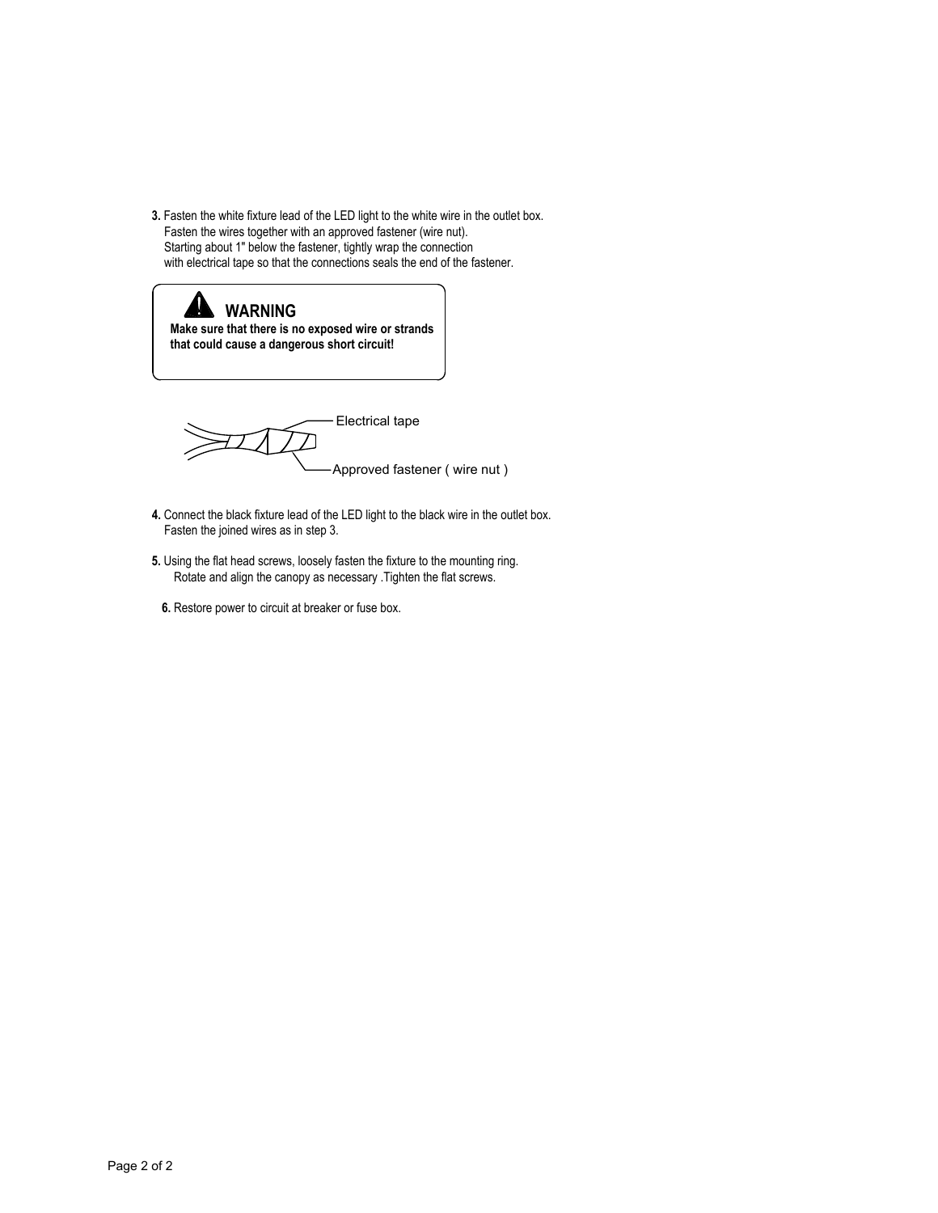**3.** Fasten the white fixture lead of the LED light to the white wire in the outlet box.
Fasten the wires together with an approved fastener (wire nut).
Starting about 1" below the fastener, tightly wrap the connection
with electrical tape so that the connections seals the end of the fastener.

> **⚠ WARNING**
>
> **Make sure that there is no exposed wire or strands that could cause a dangerous short circuit!**

Electrical tape

Approved fastener ( wire nut )

**4.** Connect the black fixture lead of the LED light to the black wire in the outlet box.
Fasten the joined wires as in step 3.

**5.** Using the flat head screws, loosely fasten the fixture to the mounting ring.
Rotate and align the canopy as necessary .Tighten the flat screws.

**6.** Restore power to circuit at breaker or fuse box.